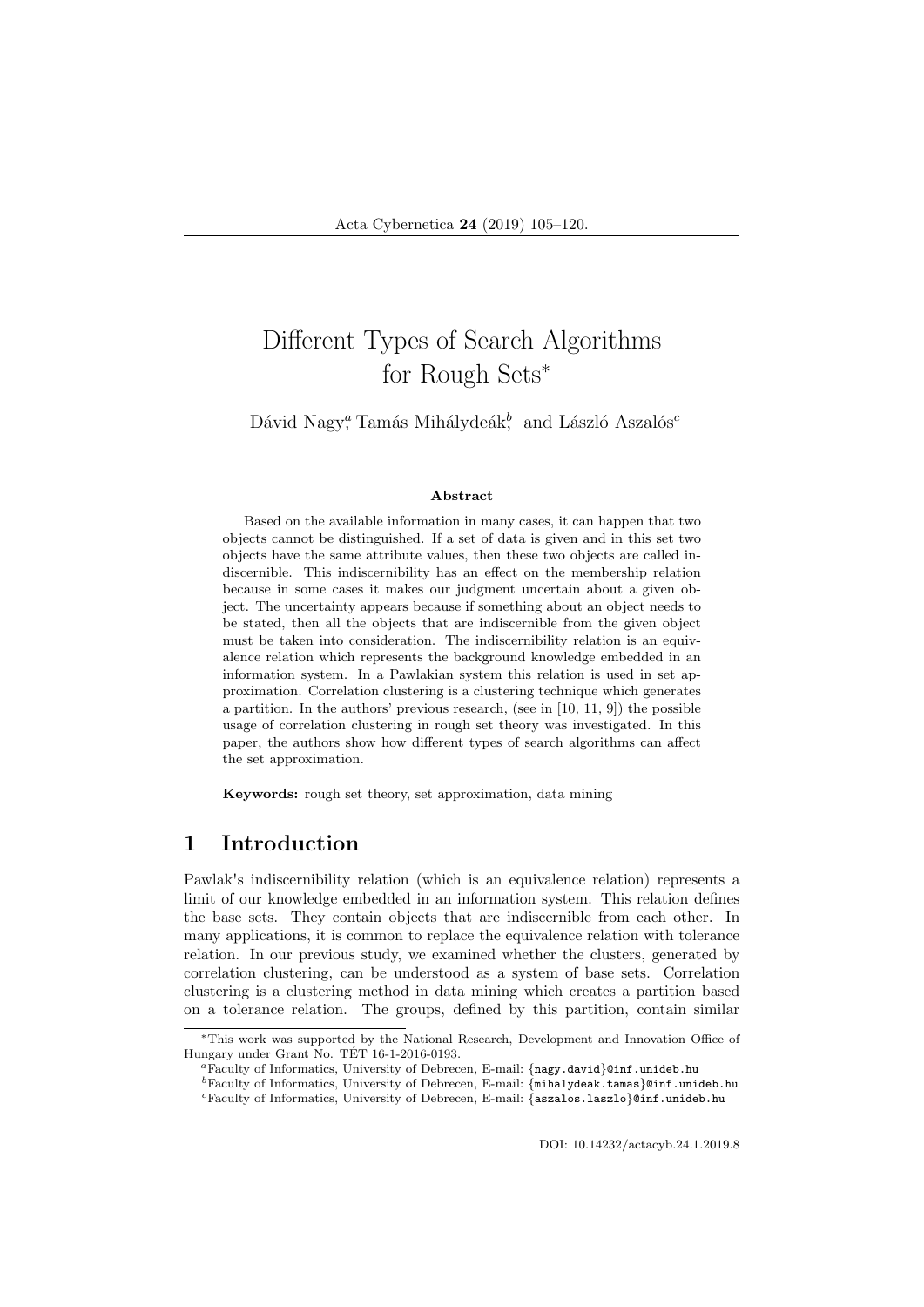# Different Types of Search Algorithms for Rough Sets*

Dávid Nagy[a], Tamás Mihálydeák[b], and László Aszalós[c]

### Abstract

Based on the available information in many cases, it can happen that two objects cannot be distinguished. If a set of data is given and in this set two objects have the same attribute values, then these two objects are called indiscernible. This indiscernibility has an effect on the membership relation because in some cases it makes our judgment uncertain about a given object. The uncertainty appears because if something about an object needs to be stated, then all the objects that are indiscernible from the given object must be taken into consideration. The indiscernibility relation is an equivalence relation which represents the background knowledge embedded in an information system. In a Pawlakian system this relation is used in set approximation. Correlation clustering is a clustering technique which generates a partition. In the authors' previous research, (see in [10, 11, 9]) the possible usage of correlation clustering in rough set theory was investigated. In this paper, the authors show how different types of search algorithms can affect the set approximation.

**Keywords:** rough set theory, set approximation, data mining

## 1 Introduction

Pawlak's indiscernibility relation (which is an equivalence relation) represents a limit of our knowledge embedded in an information system. This relation defines the base sets. They contain objects that are indiscernible from each other. In many applications, it is common to replace the equivalence relation with tolerance relation. In our previous study, we examined whether the clusters, generated by correlation clustering, can be understood as a system of base sets. Correlation clustering is a clustering method in data mining which creates a partition based on a tolerance relation. The groups, defined by this partition, contain similar

*This work was supported by the National Research, Development and Innovation Office of Hungary under Grant No. TÉT 16-1-2016-0193.

[a]Faculty of Informatics, University of Debrecen, E-mail: {nagy.david}@inf.unideb.hu

[b]Faculty of Informatics, University of Debrecen, E-mail: {mihalydeak.tamas}@inf.unideb.hu

[c]Faculty of Informatics, University of Debrecen, E-mail: {aszalos.laszlo}@inf.unideb.hu

DOI: 10.14232/actacyb.24.1.2019.8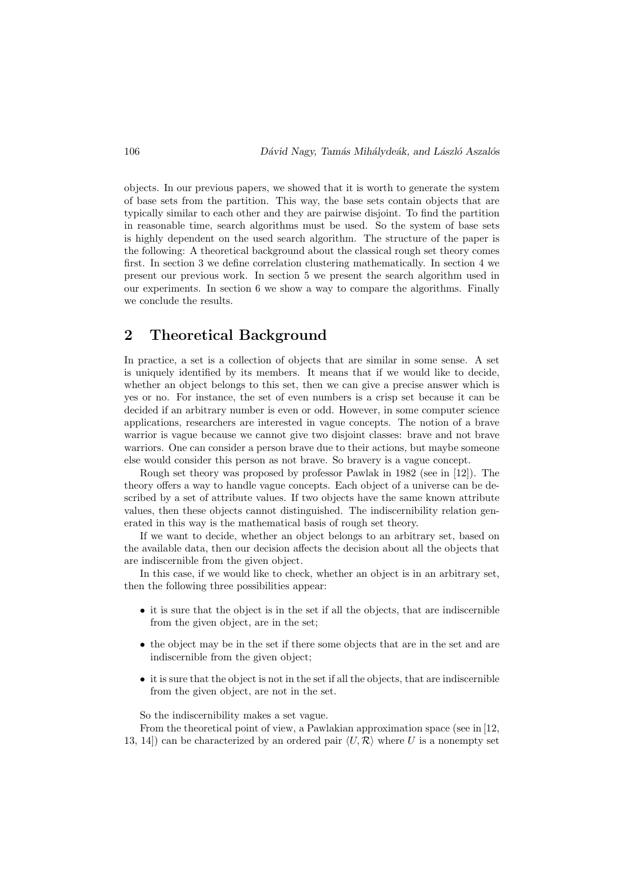objects. In our previous papers, we showed that it is worth to generate the system of base sets from the partition. This way, the base sets contain objects that are typically similar to each other and they are pairwise disjoint. To find the partition in reasonable time, search algorithms must be used. So the system of base sets is highly dependent on the used search algorithm. The structure of the paper is the following: A theoretical background about the classical rough set theory comes first. In section 3 we define correlation clustering mathematically. In section 4 we present our previous work. In section 5 we present the search algorithm used in our experiments. In section 6 we show a way to compare the algorithms. Finally we conclude the results.

## 2 Theoretical Background

In practice, a set is a collection of objects that are similar in some sense. A set is uniquely identified by its members. It means that if we would like to decide, whether an object belongs to this set, then we can give a precise answer which is yes or no. For instance, the set of even numbers is a crisp set because it can be decided if an arbitrary number is even or odd. However, in some computer science applications, researchers are interested in vague concepts. The notion of a brave warrior is vague because we cannot give two disjoint classes: brave and not brave warriors. One can consider a person brave due to their actions, but maybe someone else would consider this person as not brave. So bravery is a vague concept.

Rough set theory was proposed by professor Pawlak in 1982 (see in [12]). The theory offers a way to handle vague concepts. Each object of a universe can be described by a set of attribute values. If two objects have the same known attribute values, then these objects cannot distinguished. The indiscernibility relation generated in this way is the mathematical basis of rough set theory.

If we want to decide, whether an object belongs to an arbitrary set, based on the available data, then our decision affects the decision about all the objects that are indiscernible from the given object.

In this case, if we would like to check, whether an object is in an arbitrary set, then the following three possibilities appear:

- it is sure that the object is in the set if all the objects, that are indiscernible from the given object, are in the set;
- the object may be in the set if there some objects that are in the set and are indiscernible from the given object;
- it is sure that the object is not in the set if all the objects, that are indiscernible from the given object, are not in the set.

So the indiscernibility makes a set vague.

From the theoretical point of view, a Pawlakian approximation space (see in [12, 13, 14]) can be characterized by an ordered pair $\langle U, \mathcal{R} \rangle$ where $U$ is a nonempty set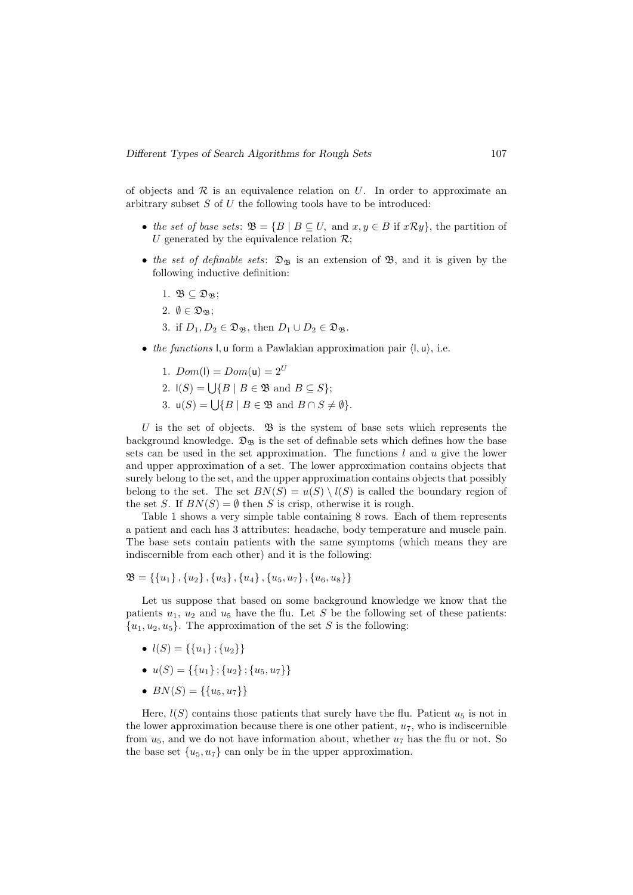of objects and $\mathcal{R}$ is an equivalence relation on $U$. In order to approximate an arbitrary subset $S$ of $U$ the following tools have to be introduced:

- *the set of base sets*: $\mathfrak{B} = \{B \mid B \subseteq U, \text{ and } x, y \in B \text{ if } x\mathcal{R}y\}$, the partition of $U$ generated by the equivalence relation $\mathcal{R}$;
- *the set of definable sets*: $\mathfrak{D}_{\mathfrak{B}}$ is an extension of $\mathfrak{B}$, and it is given by the following inductive definition:
  1. $\mathfrak{B} \subseteq \mathfrak{D}_{\mathfrak{B}}$;
  2. $\emptyset \in \mathfrak{D}_{\mathfrak{B}}$;
  3. if $D_1, D_2 \in \mathfrak{D}_{\mathfrak{B}}$, then $D_1 \cup D_2 \in \mathfrak{D}_{\mathfrak{B}}$.
- *the functions* $\mathsf{l}, \mathsf{u}$ form a Pawlakian approximation pair $\langle \mathsf{l}, \mathsf{u} \rangle$, i.e.
  1. $Dom(\mathsf{l}) = Dom(\mathsf{u}) = 2^U$
  2. $\mathsf{l}(S) = \bigcup\{B \mid B \in \mathfrak{B} \text{ and } B \subseteq S\}$;
  3. $\mathsf{u}(S) = \bigcup\{B \mid B \in \mathfrak{B} \text{ and } B \cap S \neq \emptyset\}$.

$U$ is the set of objects. $\mathfrak{B}$ is the system of base sets which represents the background knowledge. $\mathfrak{D}_{\mathfrak{B}}$ is the set of definable sets which defines how the base sets can be used in the set approximation. The functions $l$ and $u$ give the lower and upper approximation of a set. The lower approximation contains objects that surely belong to the set, and the upper approximation contains objects that possibly belong to the set. The set $BN(S) = u(S) \setminus l(S)$ is called the boundary region of the set $S$. If $BN(S) = \emptyset$ then $S$ is crisp, otherwise it is rough.

Table 1 shows a very simple table containing 8 rows. Each of them represents a patient and each has 3 attributes: headache, body temperature and muscle pain. The base sets contain patients with the same symptoms (which means they are indiscernible from each other) and it is the following:

$$\mathfrak{B} = \{\{u_1\}, \{u_2\}, \{u_3\}, \{u_4\}, \{u_5, u_7\}, \{u_6, u_8\}\}$$

Let us suppose that based on some background knowledge we know that the patients $u_1$, $u_2$ and $u_5$ have the flu. Let $S$ be the following set of these patients: $\{u_1, u_2, u_5\}$. The approximation of the set $S$ is the following:

- $l(S) = \{\{u_1\}; \{u_2\}\}$
- $u(S) = \{\{u_1\}; \{u_2\}; \{u_5, u_7\}\}$
- $BN(S) = \{\{u_5, u_7\}\}$

Here, $l(S)$ contains those patients that surely have the flu. Patient $u_5$ is not in the lower approximation because there is one other patient, $u_7$, who is indiscernible from $u_5$, and we do not have information about, whether $u_7$ has the flu or not. So the base set $\{u_5, u_7\}$ can only be in the upper approximation.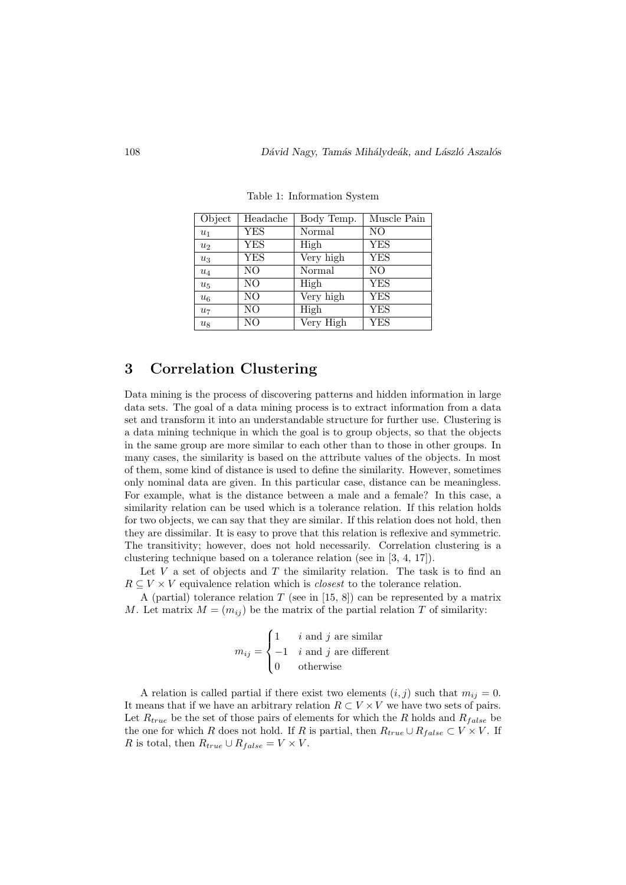Table 1: Information System

| Object | Headache | Body Temp. | Muscle Pain |
|---|---|---|---|
| $u_1$ | YES | Normal | NO |
| $u_2$ | YES | High | YES |
| $u_3$ | YES | Very high | YES |
| $u_4$ | NO | Normal | NO |
| $u_5$ | NO | High | YES |
| $u_6$ | NO | Very high | YES |
| $u_7$ | NO | High | YES |
| $u_8$ | NO | Very High | YES |

# 3 Correlation Clustering

Data mining is the process of discovering patterns and hidden information in large data sets. The goal of a data mining process is to extract information from a data set and transform it into an understandable structure for further use. Clustering is a data mining technique in which the goal is to group objects, so that the objects in the same group are more similar to each other than to those in other groups. In many cases, the similarity is based on the attribute values of the objects. In most of them, some kind of distance is used to define the similarity. However, sometimes only nominal data are given. In this particular case, distance can be meaningless. For example, what is the distance between a male and a female? In this case, a similarity relation can be used which is a tolerance relation. If this relation holds for two objects, we can say that they are similar. If this relation does not hold, then they are dissimilar. It is easy to prove that this relation is reflexive and symmetric. The transitivity; however, does not hold necessarily. Correlation clustering is a clustering technique based on a tolerance relation (see in [3, 4, 17]).

Let $V$ a set of objects and $T$ the similarity relation. The task is to find an $R \subseteq V \times V$ equivalence relation which is *closest* to the tolerance relation.

A (partial) tolerance relation $T$ (see in [15, 8]) can be represented by a matrix $M$. Let matrix $M = (m_{ij})$ be the matrix of the partial relation $T$ of similarity:

$$m_{ij} = \begin{cases} 1 & i \text{ and } j \text{ are similar} \\ -1 & i \text{ and } j \text{ are different} \\ 0 & \text{otherwise} \end{cases}$$

A relation is called partial if there exist two elements $(i, j)$ such that $m_{ij} = 0$. It means that if we have an arbitrary relation $R \subset V \times V$ we have two sets of pairs. Let $R_{true}$ be the set of those pairs of elements for which the $R$ holds and $R_{false}$ be the one for which $R$ does not hold. If $R$ is partial, then $R_{true} \cup R_{false} \subset V \times V$. If $R$ is total, then $R_{true} \cup R_{false} = V \times V$.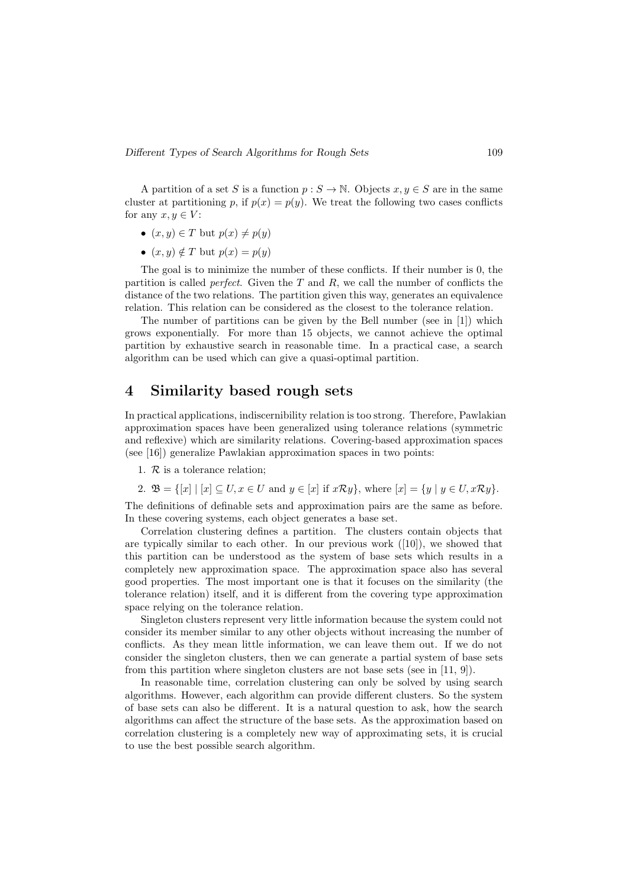A partition of a set $S$ is a function $p : S \to \mathbb{N}$. Objects $x, y \in S$ are in the same cluster at partitioning $p$, if $p(x) = p(y)$. We treat the following two cases conflicts for any $x, y \in V$:

- $(x, y) \in T$ but $p(x) \neq p(y)$
- $(x, y) \notin T$ but $p(x) = p(y)$

The goal is to minimize the number of these conflicts. If their number is 0, the partition is called *perfect*. Given the $T$ and $R$, we call the number of conflicts the distance of the two relations. The partition given this way, generates an equivalence relation. This relation can be considered as the closest to the tolerance relation.

The number of partitions can be given by the Bell number (see in [1]) which grows exponentially. For more than 15 objects, we cannot achieve the optimal partition by exhaustive search in reasonable time. In a practical case, a search algorithm can be used which can give a quasi-optimal partition.

# 4 Similarity based rough sets

In practical applications, indiscernibility relation is too strong. Therefore, Pawlakian approximation spaces have been generalized using tolerance relations (symmetric and reflexive) which are similarity relations. Covering-based approximation spaces (see [16]) generalize Pawlakian approximation spaces in two points:

1. $\mathcal{R}$ is a tolerance relation;
2. $\mathfrak{B} = \{[x] \mid [x] \subseteq U, x \in U \text{ and } y \in [x] \text{ if } x\mathcal{R}y\}$, where $[x] = \{y \mid y \in U, x\mathcal{R}y\}$.

The definitions of definable sets and approximation pairs are the same as before. In these covering systems, each object generates a base set.

Correlation clustering defines a partition. The clusters contain objects that are typically similar to each other. In our previous work ([10]), we showed that this partition can be understood as the system of base sets which results in a completely new approximation space. The approximation space also has several good properties. The most important one is that it focuses on the similarity (the tolerance relation) itself, and it is different from the covering type approximation space relying on the tolerance relation.

Singleton clusters represent very little information because the system could not consider its member similar to any other objects without increasing the number of conflicts. As they mean little information, we can leave them out. If we do not consider the singleton clusters, then we can generate a partial system of base sets from this partition where singleton clusters are not base sets (see in [11, 9]).

In reasonable time, correlation clustering can only be solved by using search algorithms. However, each algorithm can provide different clusters. So the system of base sets can also be different. It is a natural question to ask, how the search algorithms can affect the structure of the base sets. As the approximation based on correlation clustering is a completely new way of approximating sets, it is crucial to use the best possible search algorithm.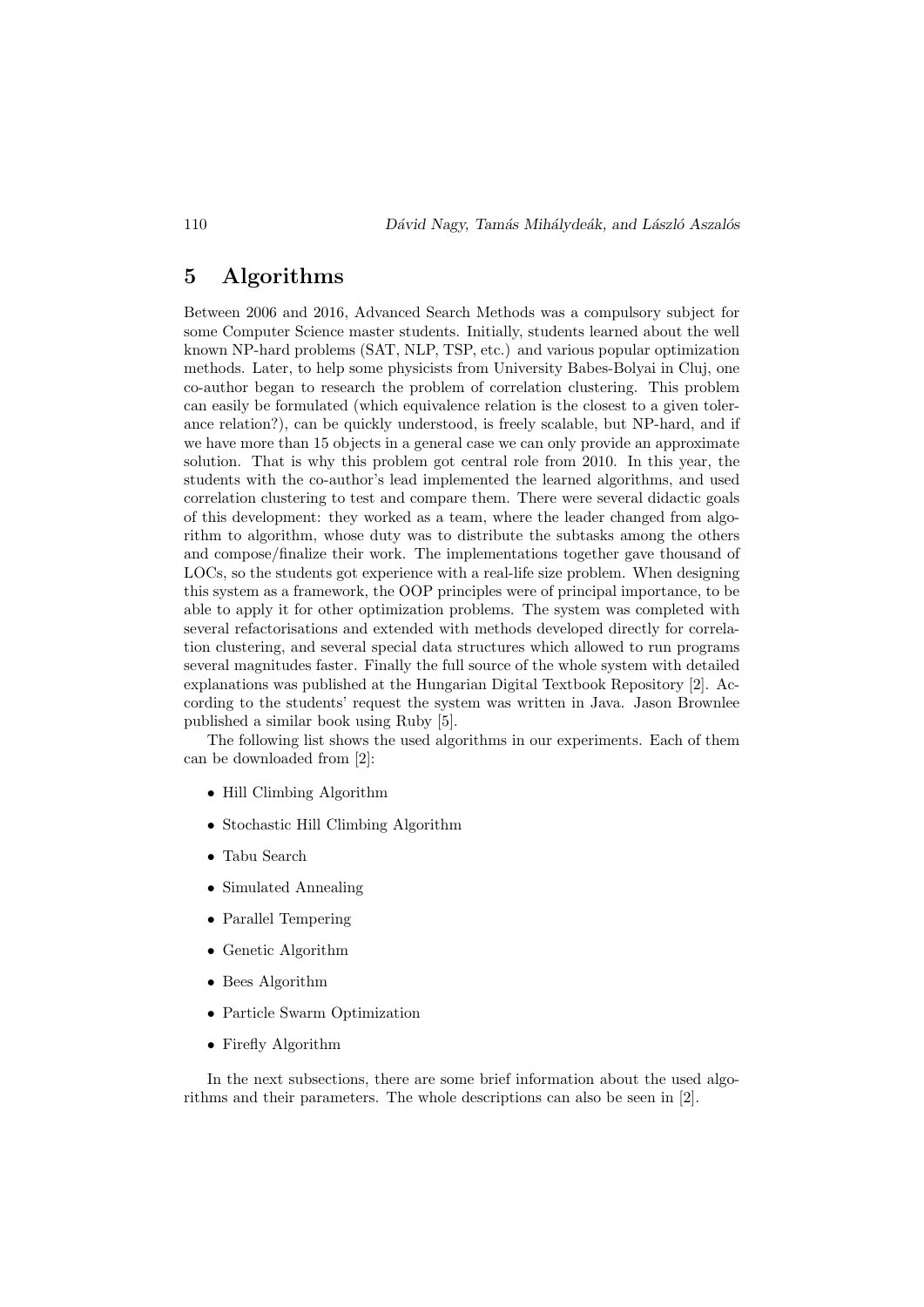## 5 Algorithms

Between 2006 and 2016, Advanced Search Methods was a compulsory subject for some Computer Science master students. Initially, students learned about the well known NP-hard problems (SAT, NLP, TSP, etc.) and various popular optimization methods. Later, to help some physicists from University Babes-Bolyai in Cluj, one co-author began to research the problem of correlation clustering. This problem can easily be formulated (which equivalence relation is the closest to a given tolerance relation?), can be quickly understood, is freely scalable, but NP-hard, and if we have more than 15 objects in a general case we can only provide an approximate solution. That is why this problem got central role from 2010. In this year, the students with the co-author's lead implemented the learned algorithms, and used correlation clustering to test and compare them. There were several didactic goals of this development: they worked as a team, where the leader changed from algorithm to algorithm, whose duty was to distribute the subtasks among the others and compose/finalize their work. The implementations together gave thousand of LOCs, so the students got experience with a real-life size problem. When designing this system as a framework, the OOP principles were of principal importance, to be able to apply it for other optimization problems. The system was completed with several refactorisations and extended with methods developed directly for correlation clustering, and several special data structures which allowed to run programs several magnitudes faster. Finally the full source of the whole system with detailed explanations was published at the Hungarian Digital Textbook Repository [2]. According to the students' request the system was written in Java. Jason Brownlee published a similar book using Ruby [5].

The following list shows the used algorithms in our experiments. Each of them can be downloaded from [2]:

- Hill Climbing Algorithm
- Stochastic Hill Climbing Algorithm
- Tabu Search
- Simulated Annealing
- Parallel Tempering
- Genetic Algorithm
- Bees Algorithm
- Particle Swarm Optimization
- Firefly Algorithm

In the next subsections, there are some brief information about the used algorithms and their parameters. The whole descriptions can also be seen in [2].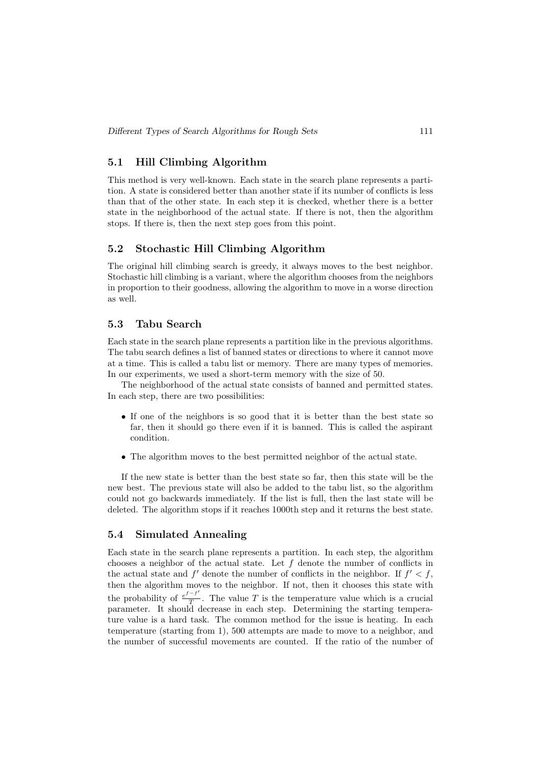## 5.1 Hill Climbing Algorithm

This method is very well-known. Each state in the search plane represents a partition. A state is considered better than another state if its number of conflicts is less than that of the other state. In each step it is checked, whether there is a better state in the neighborhood of the actual state. If there is not, then the algorithm stops. If there is, then the next step goes from this point.

## 5.2 Stochastic Hill Climbing Algorithm

The original hill climbing search is greedy, it always moves to the best neighbor. Stochastic hill climbing is a variant, where the algorithm chooses from the neighbors in proportion to their goodness, allowing the algorithm to move in a worse direction as well.

## 5.3 Tabu Search

Each state in the search plane represents a partition like in the previous algorithms. The tabu search defines a list of banned states or directions to where it cannot move at a time. This is called a tabu list or memory. There are many types of memories. In our experiments, we used a short-term memory with the size of 50.

The neighborhood of the actual state consists of banned and permitted states. In each step, there are two possibilities:

- If one of the neighbors is so good that it is better than the best state so far, then it should go there even if it is banned. This is called the aspirant condition.
- The algorithm moves to the best permitted neighbor of the actual state.

If the new state is better than the best state so far, then this state will be the new best. The previous state will also be added to the tabu list, so the algorithm could not go backwards immediately. If the list is full, then the last state will be deleted. The algorithm stops if it reaches 1000th step and it returns the best state.

## 5.4 Simulated Annealing

Each state in the search plane represents a partition. In each step, the algorithm chooses a neighbor of the actual state. Let $f$ denote the number of conflicts in the actual state and $f'$ denote the number of conflicts in the neighbor. If $f' < f$, then the algorithm moves to the neighbor. If not, then it chooses this state with the probability of $\frac{e^{f-f'}}{T}$. The value $T$ is the temperature value which is a crucial parameter. It should decrease in each step. Determining the starting temperature value is a hard task. The common method for the issue is heating. In each temperature (starting from 1), 500 attempts are made to move to a neighbor, and the number of successful movements are counted. If the ratio of the number of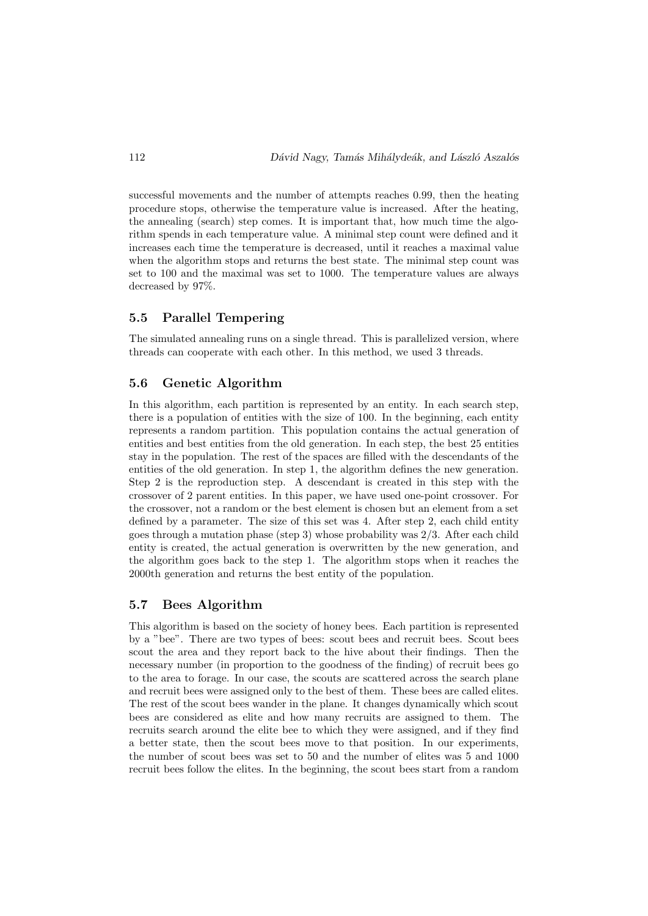successful movements and the number of attempts reaches 0.99, then the heating procedure stops, otherwise the temperature value is increased. After the heating, the annealing (search) step comes. It is important that, how much time the algorithm spends in each temperature value. A minimal step count were defined and it increases each time the temperature is decreased, until it reaches a maximal value when the algorithm stops and returns the best state. The minimal step count was set to 100 and the maximal was set to 1000. The temperature values are always decreased by 97%.

### 5.5 Parallel Tempering

The simulated annealing runs on a single thread. This is parallelized version, where threads can cooperate with each other. In this method, we used 3 threads.

### 5.6 Genetic Algorithm

In this algorithm, each partition is represented by an entity. In each search step, there is a population of entities with the size of 100. In the beginning, each entity represents a random partition. This population contains the actual generation of entities and best entities from the old generation. In each step, the best 25 entities stay in the population. The rest of the spaces are filled with the descendants of the entities of the old generation. In step 1, the algorithm defines the new generation. Step 2 is the reproduction step. A descendant is created in this step with the crossover of 2 parent entities. In this paper, we have used one-point crossover. For the crossover, not a random or the best element is chosen but an element from a set defined by a parameter. The size of this set was 4. After step 2, each child entity goes through a mutation phase (step 3) whose probability was 2/3. After each child entity is created, the actual generation is overwritten by the new generation, and the algorithm goes back to the step 1. The algorithm stops when it reaches the 2000th generation and returns the best entity of the population.

### 5.7 Bees Algorithm

This algorithm is based on the society of honey bees. Each partition is represented by a "bee". There are two types of bees: scout bees and recruit bees. Scout bees scout the area and they report back to the hive about their findings. Then the necessary number (in proportion to the goodness of the finding) of recruit bees go to the area to forage. In our case, the scouts are scattered across the search plane and recruit bees were assigned only to the best of them. These bees are called elites. The rest of the scout bees wander in the plane. It changes dynamically which scout bees are considered as elite and how many recruits are assigned to them. The recruits search around the elite bee to which they were assigned, and if they find a better state, then the scout bees move to that position. In our experiments, the number of scout bees was set to 50 and the number of elites was 5 and 1000 recruit bees follow the elites. In the beginning, the scout bees start from a random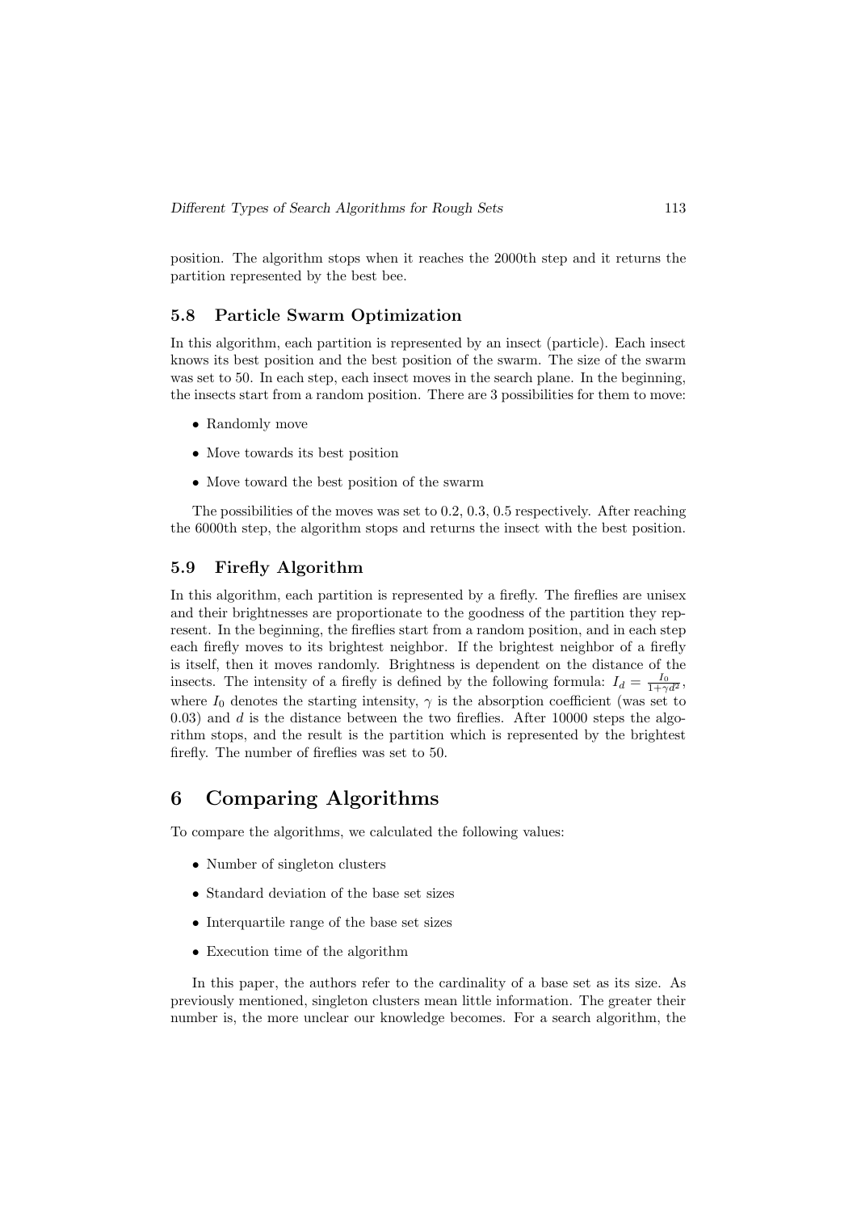position. The algorithm stops when it reaches the 2000th step and it returns the partition represented by the best bee.

### 5.8 Particle Swarm Optimization

In this algorithm, each partition is represented by an insect (particle). Each insect knows its best position and the best position of the swarm. The size of the swarm was set to 50. In each step, each insect moves in the search plane. In the beginning, the insects start from a random position. There are 3 possibilities for them to move:

- Randomly move
- Move towards its best position
- Move toward the best position of the swarm

The possibilities of the moves was set to 0.2, 0.3, 0.5 respectively. After reaching the 6000th step, the algorithm stops and returns the insect with the best position.

### 5.9 Firefly Algorithm

In this algorithm, each partition is represented by a firefly. The fireflies are unisex and their brightnesses are proportionate to the goodness of the partition they represent. In the beginning, the fireflies start from a random position, and in each step each firefly moves to its brightest neighbor. If the brightest neighbor of a firefly is itself, then it moves randomly. Brightness is dependent on the distance of the insects. The intensity of a firefly is defined by the following formula: $I_d = \frac{I_0}{1+\gamma d^2}$, where $I_0$ denotes the starting intensity, $\gamma$ is the absorption coefficient (was set to 0.03) and $d$ is the distance between the two fireflies. After 10000 steps the algorithm stops, and the result is the partition which is represented by the brightest firefly. The number of fireflies was set to 50.

## 6 Comparing Algorithms

To compare the algorithms, we calculated the following values:

- Number of singleton clusters
- Standard deviation of the base set sizes
- Interquartile range of the base set sizes
- Execution time of the algorithm

In this paper, the authors refer to the cardinality of a base set as its size. As previously mentioned, singleton clusters mean little information. The greater their number is, the more unclear our knowledge becomes. For a search algorithm, the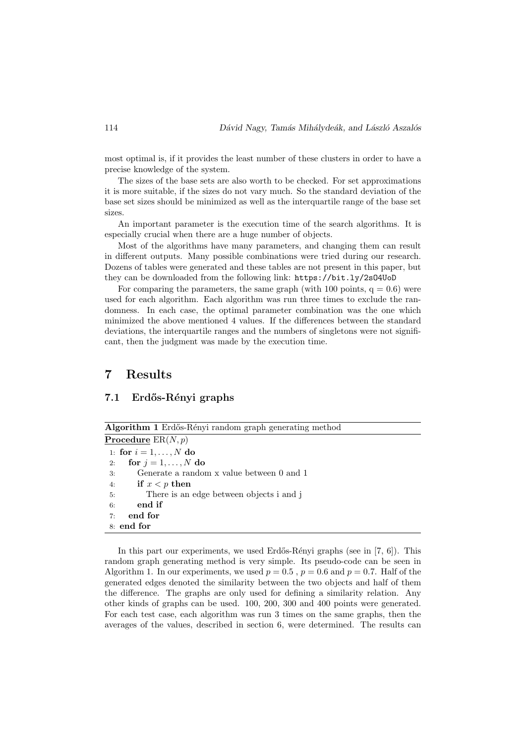most optimal is, if it provides the least number of these clusters in order to have a precise knowledge of the system.

The sizes of the base sets are also worth to be checked. For set approximations it is more suitable, if the sizes do not vary much. So the standard deviation of the base set sizes should be minimized as well as the interquartile range of the base set sizes.

An important parameter is the execution time of the search algorithms. It is especially crucial when there are a huge number of objects.

Most of the algorithms have many parameters, and changing them can result in different outputs. Many possible combinations were tried during our research. Dozens of tables were generated and these tables are not present in this paper, but they can be downloaded from the following link: `https://bit.ly/2sO4UoD`

For comparing the parameters, the same graph (with 100 points, q = 0.6) were used for each algorithm. Each algorithm was run three times to exclude the randomness. In each case, the optimal parameter combination was the one which minimized the above mentioned 4 values. If the differences between the standard deviations, the interquartile ranges and the numbers of singletons were not significant, then the judgment was made by the execution time.

# 7 Results

## 7.1 Erdős-Rényi graphs

**Algorithm 1** Erdős-Rényi random graph generating method

```
Procedure ER(N, p)
1: for i = 1, ..., N do
2:   for j = 1, ..., N do
3:     Generate a random x value between 0 and 1
4:     if x < p then
5:       There is an edge between objects i and j
6:     end if
7:   end for
8: end for
```

In this part our experiments, we used Erdős-Rényi graphs (see in [7, 6]). This random graph generating method is very simple. Its pseudo-code can be seen in Algorithm 1. In our experiments, we used $p = 0.5$ , $p = 0.6$ and $p = 0.7$. Half of the generated edges denoted the similarity between the two objects and half of them the difference. The graphs are only used for defining a similarity relation. Any other kinds of graphs can be used. 100, 200, 300 and 400 points were generated. For each test case, each algorithm was run 3 times on the same graphs, then the averages of the values, described in section 6, were determined. The results can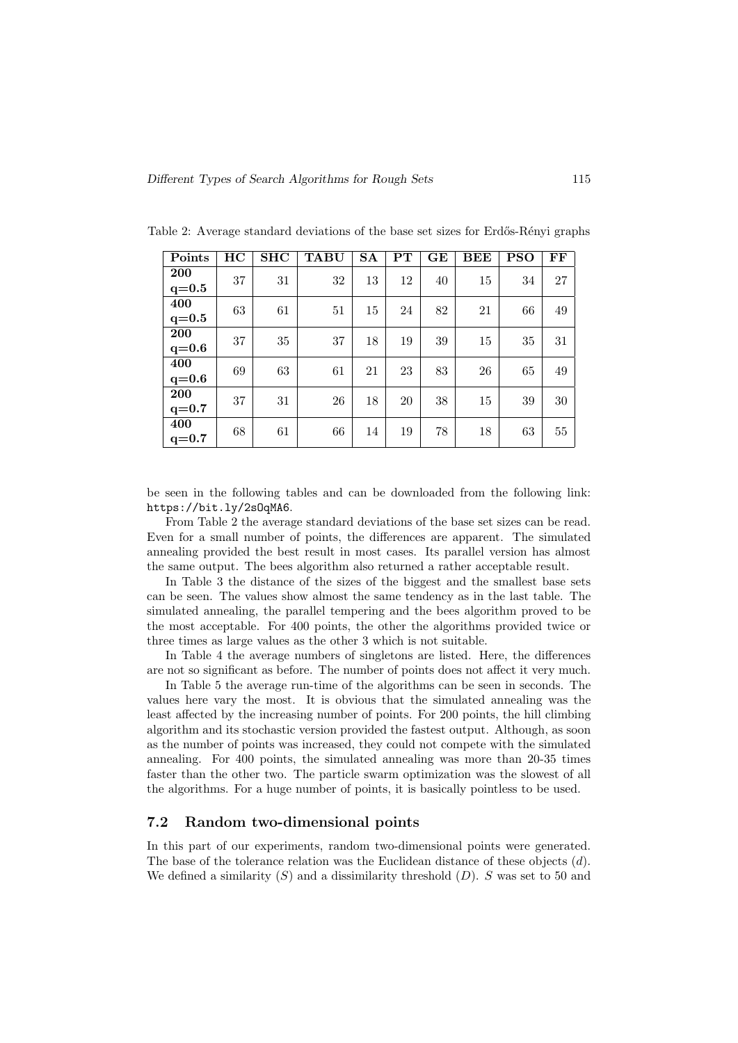Table 2: Average standard deviations of the base set sizes for Erdős-Rényi graphs

| Points | HC | SHC | TABU | SA | PT | GE | BEE | PSO | FF |
|---|---|---|---|---|---|---|---|---|---|
| **200 q=0.5** | 37 | 31 | 32 | 13 | 12 | 40 | 15 | 34 | 27 |
| **400 q=0.5** | 63 | 61 | 51 | 15 | 24 | 82 | 21 | 66 | 49 |
| **200 q=0.6** | 37 | 35 | 37 | 18 | 19 | 39 | 15 | 35 | 31 |
| **400 q=0.6** | 69 | 63 | 61 | 21 | 23 | 83 | 26 | 65 | 49 |
| **200 q=0.7** | 37 | 31 | 26 | 18 | 20 | 38 | 15 | 39 | 30 |
| **400 q=0.7** | 68 | 61 | 66 | 14 | 19 | 78 | 18 | 63 | 55 |

be seen in the following tables and can be downloaded from the following link: `https://bit.ly/2sOqMA6`.

From Table 2 the average standard deviations of the base set sizes can be read. Even for a small number of points, the differences are apparent. The simulated annealing provided the best result in most cases. Its parallel version has almost the same output. The bees algorithm also returned a rather acceptable result.

In Table 3 the distance of the sizes of the biggest and the smallest base sets can be seen. The values show almost the same tendency as in the last table. The simulated annealing, the parallel tempering and the bees algorithm proved to be the most acceptable. For 400 points, the other the algorithms provided twice or three times as large values as the other 3 which is not suitable.

In Table 4 the average numbers of singletons are listed. Here, the differences are not so significant as before. The number of points does not affect it very much.

In Table 5 the average run-time of the algorithms can be seen in seconds. The values here vary the most. It is obvious that the simulated annealing was the least affected by the increasing number of points. For 200 points, the hill climbing algorithm and its stochastic version provided the fastest output. Although, as soon as the number of points was increased, they could not compete with the simulated annealing. For 400 points, the simulated annealing was more than 20-35 times faster than the other two. The particle swarm optimization was the slowest of all the algorithms. For a huge number of points, it is basically pointless to be used.

### 7.2 Random two-dimensional points

In this part of our experiments, random two-dimensional points were generated. The base of the tolerance relation was the Euclidean distance of these objects ($d$). We defined a similarity ($S$) and a dissimilarity threshold ($D$). $S$ was set to 50 and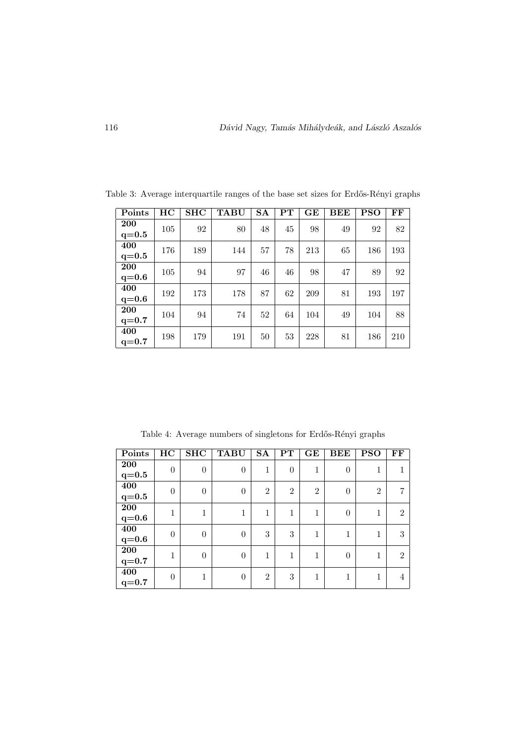Table 3: Average interquartile ranges of the base set sizes for Erdős-Rényi graphs

| Points | HC | SHC | TABU | SA | PT | GE | BEE | PSO | FF |
|---|---|---|---|---|---|---|---|---|---|
| **200 q=0.5** | 105 | 92 | 80 | 48 | 45 | 98 | 49 | 92 | 82 |
| **400 q=0.5** | 176 | 189 | 144 | 57 | 78 | 213 | 65 | 186 | 193 |
| **200 q=0.6** | 105 | 94 | 97 | 46 | 46 | 98 | 47 | 89 | 92 |
| **400 q=0.6** | 192 | 173 | 178 | 87 | 62 | 209 | 81 | 193 | 197 |
| **200 q=0.7** | 104 | 94 | 74 | 52 | 64 | 104 | 49 | 104 | 88 |
| **400 q=0.7** | 198 | 179 | 191 | 50 | 53 | 228 | 81 | 186 | 210 |

Table 4: Average numbers of singletons for Erdős-Rényi graphs

| Points | HC | SHC | TABU | SA | PT | GE | BEE | PSO | FF |
|---|---|---|---|---|---|---|---|---|---|
| **200 q=0.5** | 0 | 0 | 0 | 1 | 0 | 1 | 0 | 1 | 1 |
| **400 q=0.5** | 0 | 0 | 0 | 2 | 2 | 2 | 0 | 2 | 7 |
| **200 q=0.6** | 1 | 1 | 1 | 1 | 1 | 1 | 0 | 1 | 2 |
| **400 q=0.6** | 0 | 0 | 0 | 3 | 3 | 1 | 1 | 1 | 3 |
| **200 q=0.7** | 1 | 0 | 0 | 1 | 1 | 1 | 0 | 1 | 2 |
| **400 q=0.7** | 0 | 1 | 0 | 2 | 3 | 1 | 1 | 1 | 4 |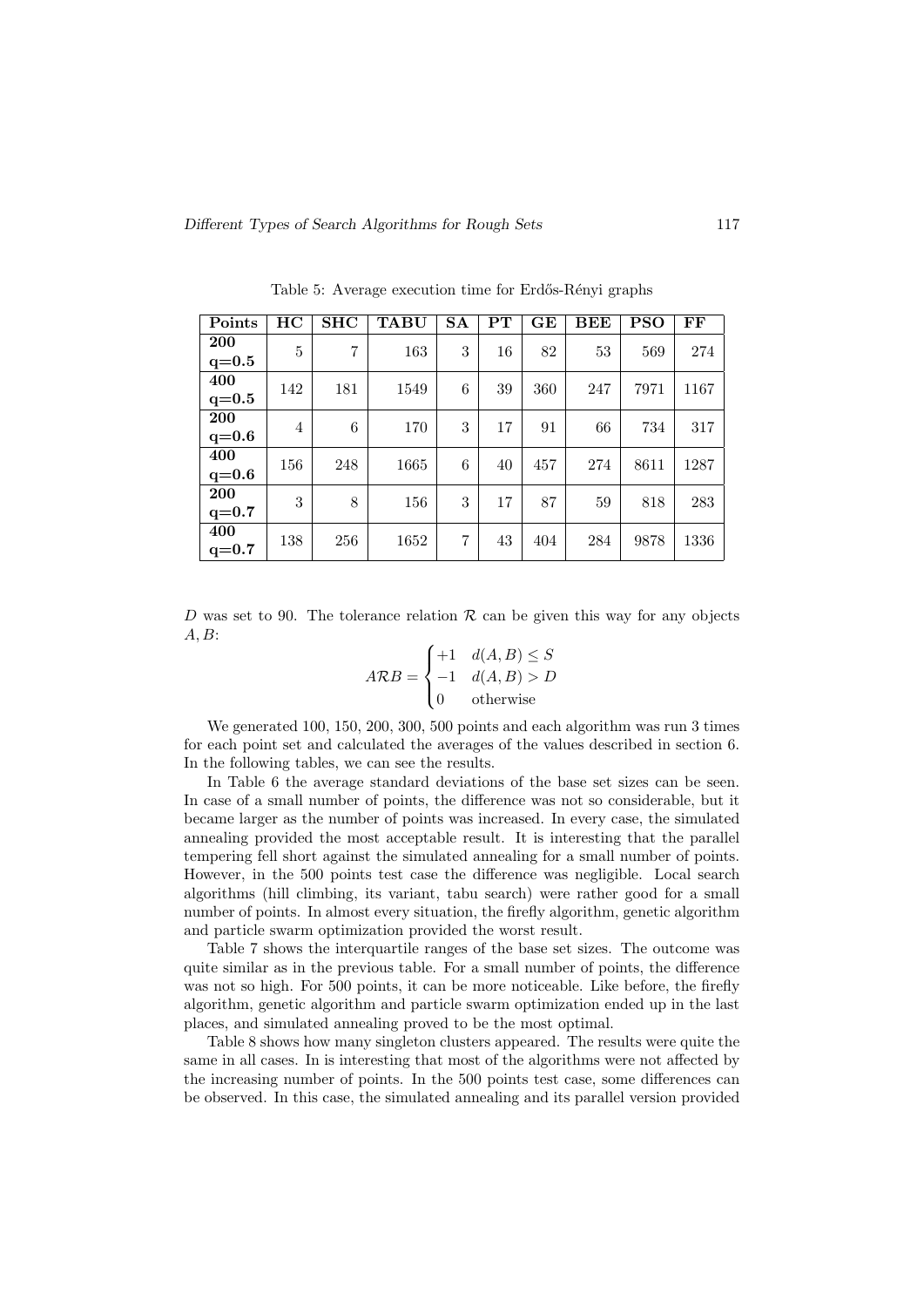Table 5: Average execution time for Erdős-Rényi graphs

| Points | HC | SHC | TABU | SA | PT | GE | BEE | PSO | FF |
|---|---|---|---|---|---|---|---|---|---|
| **200 q=0.5** | 5 | 7 | 163 | 3 | 16 | 82 | 53 | 569 | 274 |
| **400 q=0.5** | 142 | 181 | 1549 | 6 | 39 | 360 | 247 | 7971 | 1167 |
| **200 q=0.6** | 4 | 6 | 170 | 3 | 17 | 91 | 66 | 734 | 317 |
| **400 q=0.6** | 156 | 248 | 1665 | 6 | 40 | 457 | 274 | 8611 | 1287 |
| **200 q=0.7** | 3 | 8 | 156 | 3 | 17 | 87 | 59 | 818 | 283 |
| **400 q=0.7** | 138 | 256 | 1652 | 7 | 43 | 404 | 284 | 9878 | 1336 |

$D$ was set to 90. The tolerance relation $\mathcal{R}$ can be given this way for any objects $A, B$:

$$A\mathcal{R}B = \begin{cases} +1 & d(A,B) \leq S \\ -1 & d(A,B) > D \\ 0 & \text{otherwise} \end{cases}$$

We generated 100, 150, 200, 300, 500 points and each algorithm was run 3 times for each point set and calculated the averages of the values described in section 6. In the following tables, we can see the results.

In Table 6 the average standard deviations of the base set sizes can be seen. In case of a small number of points, the difference was not so considerable, but it became larger as the number of points was increased. In every case, the simulated annealing provided the most acceptable result. It is interesting that the parallel tempering fell short against the simulated annealing for a small number of points. However, in the 500 points test case the difference was negligible. Local search algorithms (hill climbing, its variant, tabu search) were rather good for a small number of points. In almost every situation, the firefly algorithm, genetic algorithm and particle swarm optimization provided the worst result.

Table 7 shows the interquartile ranges of the base set sizes. The outcome was quite similar as in the previous table. For a small number of points, the difference was not so high. For 500 points, it can be more noticeable. Like before, the firefly algorithm, genetic algorithm and particle swarm optimization ended up in the last places, and simulated annealing proved to be the most optimal.

Table 8 shows how many singleton clusters appeared. The results were quite the same in all cases. In is interesting that most of the algorithms were not affected by the increasing number of points. In the 500 points test case, some differences can be observed. In this case, the simulated annealing and its parallel version provided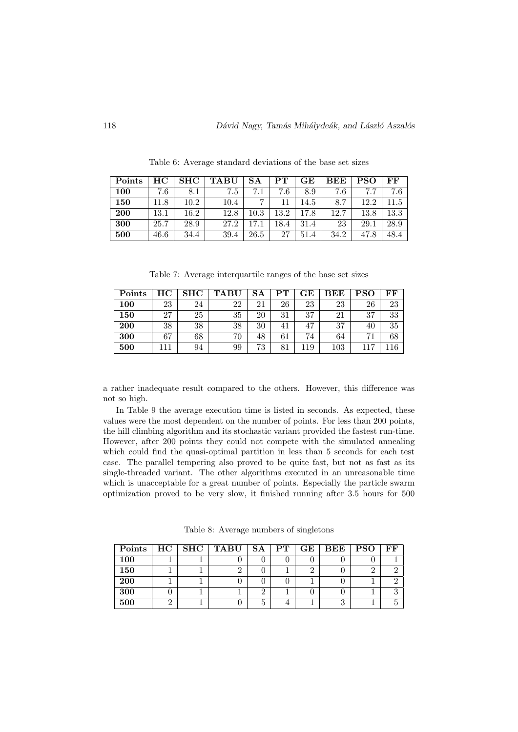Table 6: Average standard deviations of the base set sizes

| Points | HC | SHC | TABU | SA | PT | GE | BEE | PSO | FF |
|---|---|---|---|---|---|---|---|---|---|
| **100** | 7.6 | 8.1 | 7.5 | 7.1 | 7.6 | 8.9 | 7.6 | 7.7 | 7.6 |
| **150** | 11.8 | 10.2 | 10.4 | 7 | 11 | 14.5 | 8.7 | 12.2 | 11.5 |
| **200** | 13.1 | 16.2 | 12.8 | 10.3 | 13.2 | 17.8 | 12.7 | 13.8 | 13.3 |
| **300** | 25.7 | 28.9 | 27.2 | 17.1 | 18.4 | 31.4 | 23 | 29.1 | 28.9 |
| **500** | 46.6 | 34.4 | 39.4 | 26.5 | 27 | 51.4 | 34.2 | 47.8 | 48.4 |

Table 7: Average interquartile ranges of the base set sizes

| Points | HC | SHC | TABU | SA | PT | GE | BEE | PSO | FF |
|---|---|---|---|---|---|---|---|---|---|
| **100** | 23 | 24 | 22 | 21 | 26 | 23 | 23 | 26 | 23 |
| **150** | 27 | 25 | 35 | 20 | 31 | 37 | 21 | 37 | 33 |
| **200** | 38 | 38 | 38 | 30 | 41 | 47 | 37 | 40 | 35 |
| **300** | 67 | 68 | 70 | 48 | 61 | 74 | 64 | 71 | 68 |
| **500** | 111 | 94 | 99 | 73 | 81 | 119 | 103 | 117 | 116 |

a rather inadequate result compared to the others. However, this difference was not so high.

In Table 9 the average execution time is listed in seconds. As expected, these values were the most dependent on the number of points. For less than 200 points, the hill climbing algorithm and its stochastic variant provided the fastest run-time. However, after 200 points they could not compete with the simulated annealing which could find the quasi-optimal partition in less than 5 seconds for each test case. The parallel tempering also proved to be quite fast, but not as fast as its single-threaded variant. The other algorithms executed in an unreasonable time which is unacceptable for a great number of points. Especially the particle swarm optimization proved to be very slow, it finished running after 3.5 hours for 500

Table 8: Average numbers of singletons

| Points | HC | SHC | TABU | SA | PT | GE | BEE | PSO | FF |
|---|---|---|---|---|---|---|---|---|---|
| **100** | 1 | 1 | 0 | 0 | 0 | 0 | 0 | 0 | 1 |
| **150** | 1 | 1 | 2 | 0 | 1 | 2 | 0 | 2 | 2 |
| **200** | 1 | 1 | 0 | 0 | 0 | 1 | 0 | 1 | 2 |
| **300** | 0 | 1 | 1 | 2 | 1 | 0 | 0 | 1 | 3 |
| **500** | 2 | 1 | 0 | 5 | 4 | 1 | 3 | 1 | 5 |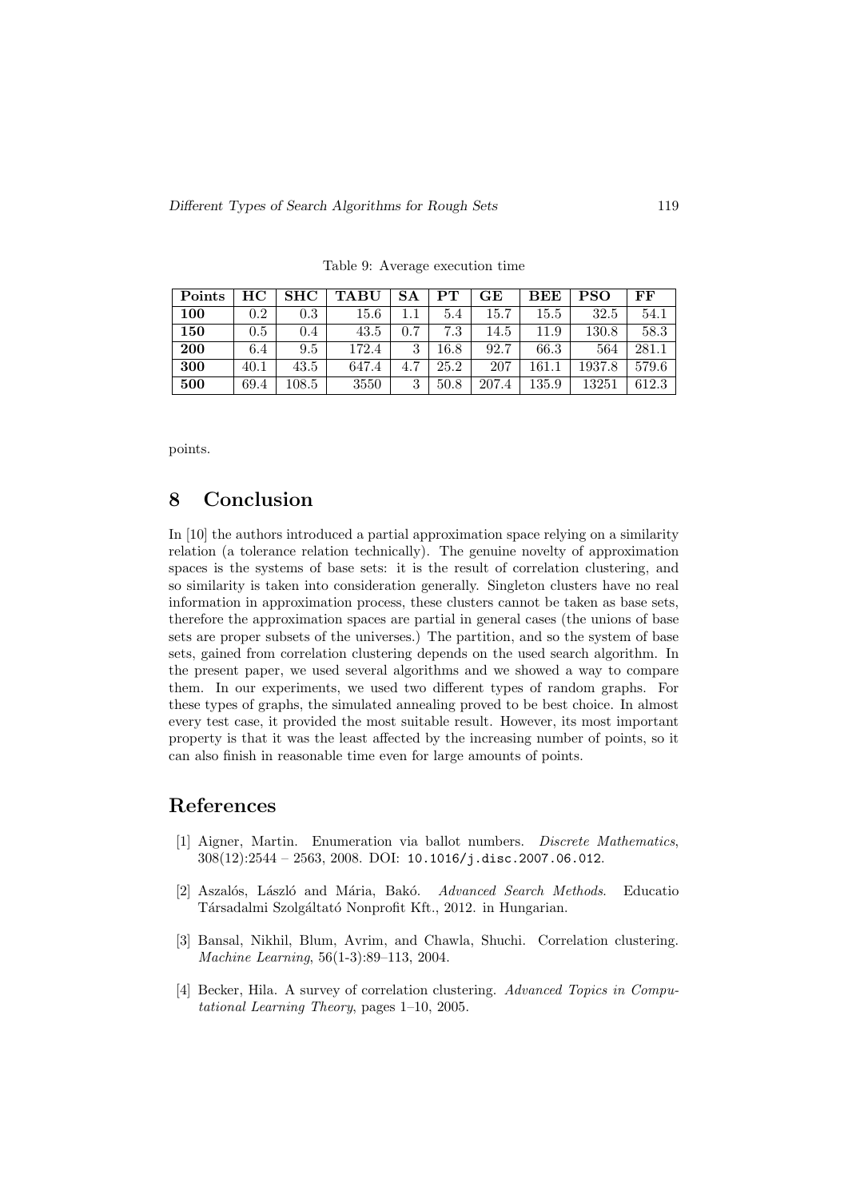Table 9: Average execution time

| Points | HC | SHC | TABU | SA | PT | GE | BEE | PSO | FF |
|---|---|---|---|---|---|---|---|---|---|
| **100** | 0.2 | 0.3 | 15.6 | 1.1 | 5.4 | 15.7 | 15.5 | 32.5 | 54.1 |
| **150** | 0.5 | 0.4 | 43.5 | 0.7 | 7.3 | 14.5 | 11.9 | 130.8 | 58.3 |
| **200** | 6.4 | 9.5 | 172.4 | 3 | 16.8 | 92.7 | 66.3 | 564 | 281.1 |
| **300** | 40.1 | 43.5 | 647.4 | 4.7 | 25.2 | 207 | 161.1 | 1937.8 | 579.6 |
| **500** | 69.4 | 108.5 | 3550 | 3 | 50.8 | 207.4 | 135.9 | 13251 | 612.3 |

points.

# 8 Conclusion

In [10] the authors introduced a partial approximation space relying on a similarity relation (a tolerance relation technically). The genuine novelty of approximation spaces is the systems of base sets: it is the result of correlation clustering, and so similarity is taken into consideration generally. Singleton clusters have no real information in approximation process, these clusters cannot be taken as base sets, therefore the approximation spaces are partial in general cases (the unions of base sets are proper subsets of the universes.) The partition, and so the system of base sets, gained from correlation clustering depends on the used search algorithm. In the present paper, we used several algorithms and we showed a way to compare them. In our experiments, we used two different types of random graphs. For these types of graphs, the simulated annealing proved to be best choice. In almost every test case, it provided the most suitable result. However, its most important property is that it was the least affected by the increasing number of points, so it can also finish in reasonable time even for large amounts of points.

# References

[1] Aigner, Martin. Enumeration via ballot numbers. *Discrete Mathematics*, 308(12):2544 – 2563, 2008. DOI: 10.1016/j.disc.2007.06.012.

[2] Aszalós, László and Mária, Bakó. *Advanced Search Methods*. Educatio Társadalmi Szolgáltató Nonprofit Kft., 2012. in Hungarian.

[3] Bansal, Nikhil, Blum, Avrim, and Chawla, Shuchi. Correlation clustering. *Machine Learning*, 56(1-3):89–113, 2004.

[4] Becker, Hila. A survey of correlation clustering. *Advanced Topics in Computational Learning Theory*, pages 1–10, 2005.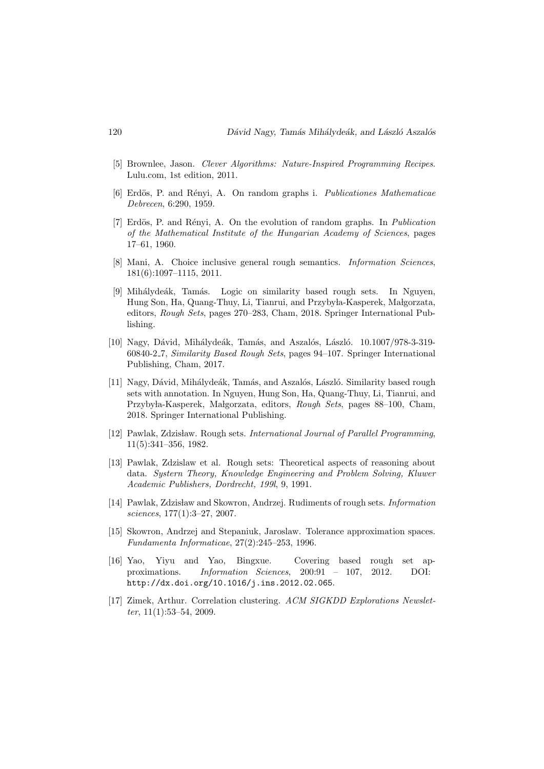[5] Brownlee, Jason. *Clever Algorithms: Nature-Inspired Programming Recipes*. Lulu.com, 1st edition, 2011.

[6] Erdös, P. and Rényi, A. On random graphs i. *Publicationes Mathematicae Debrecen*, 6:290, 1959.

[7] Erdös, P. and Rényi, A. On the evolution of random graphs. In *Publication of the Mathematical Institute of the Hungarian Academy of Sciences*, pages 17–61, 1960.

[8] Mani, A. Choice inclusive general rough semantics. *Information Sciences*, 181(6):1097–1115, 2011.

[9] Mihálydeák, Tamás. Logic on similarity based rough sets. In Nguyen, Hung Son, Ha, Quang-Thuy, Li, Tianrui, and Przybyła-Kasperek, Małgorzata, editors, *Rough Sets*, pages 270–283, Cham, 2018. Springer International Publishing.

[10] Nagy, Dávid, Mihálydeák, Tamás, and Aszalós, László. 10.1007/978-3-319-60840-2_7, *Similarity Based Rough Sets*, pages 94–107. Springer International Publishing, Cham, 2017.

[11] Nagy, Dávid, Mihálydeák, Tamás, and Aszalós, László. Similarity based rough sets with annotation. In Nguyen, Hung Son, Ha, Quang-Thuy, Li, Tianrui, and Przybyła-Kasperek, Małgorzata, editors, *Rough Sets*, pages 88–100, Cham, 2018. Springer International Publishing.

[12] Pawlak, Zdzisław. Rough sets. *International Journal of Parallel Programming*, 11(5):341–356, 1982.

[13] Pawlak, Zdzislaw et al. Rough sets: Theoretical aspects of reasoning about data. *Systern Theory, Knowledge Engineering and Problem Solving, Kluwer Academic Publishers, Dordrecht, 199l*, 9, 1991.

[14] Pawlak, Zdzisław and Skowron, Andrzej. Rudiments of rough sets. *Information sciences*, 177(1):3–27, 2007.

[15] Skowron, Andrzej and Stepaniuk, Jaroslaw. Tolerance approximation spaces. *Fundamenta Informaticae*, 27(2):245–253, 1996.

[16] Yao, Yiyu and Yao, Bingxue. Covering based rough set approximations. *Information Sciences*, 200:91 – 107, 2012. DOI: http://dx.doi.org/10.1016/j.ins.2012.02.065.

[17] Zimek, Arthur. Correlation clustering. *ACM SIGKDD Explorations Newsletter*, 11(1):53–54, 2009.